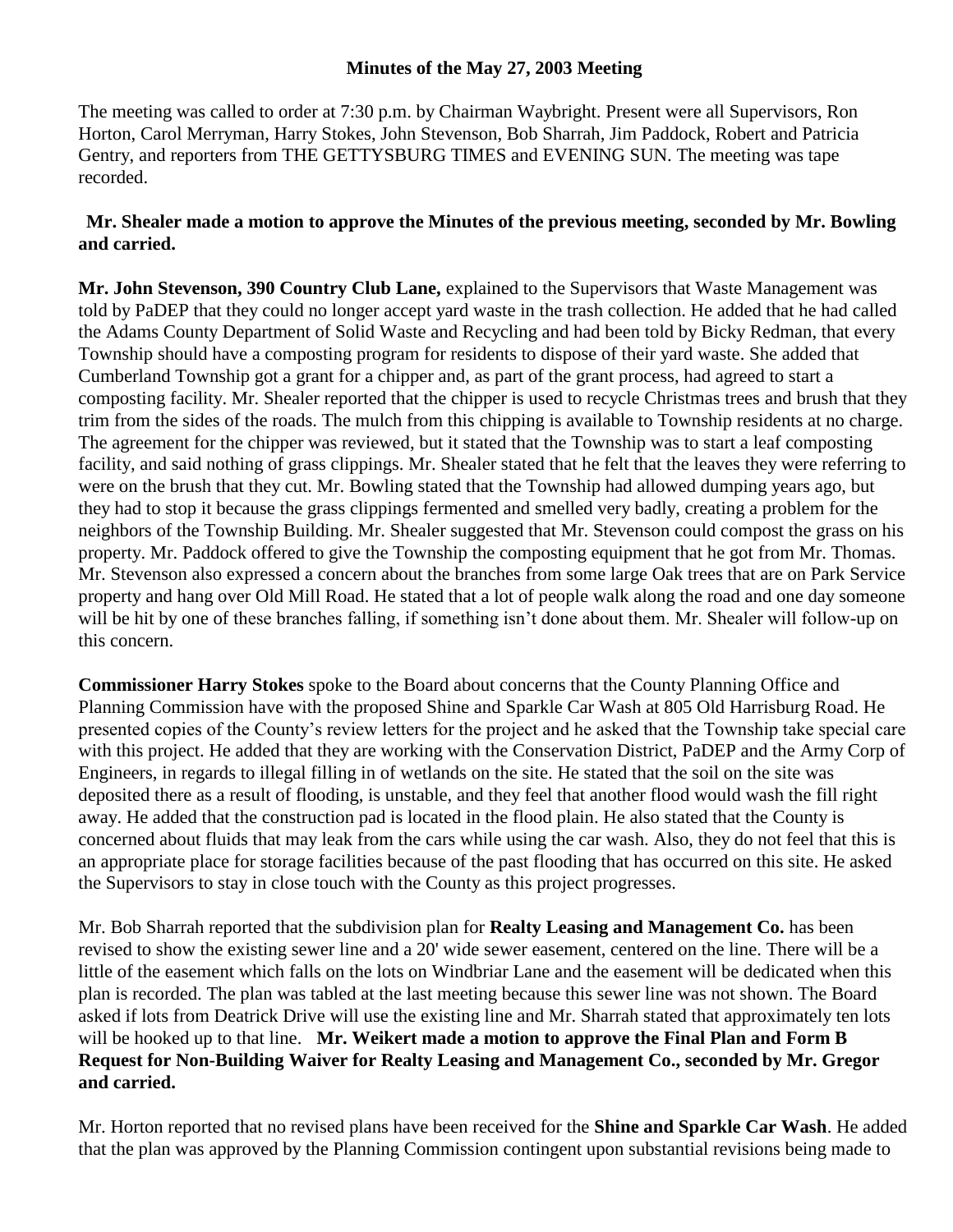**Minutes of the May 27, 2003 Meeting**

The meeting was called to order at 7:30 p.m. by Chairman Waybright. Present were all Supervisors, Ron Horton, Carol Merryman, Harry Stokes, John Stevenson, Bob Sharrah, Jim Paddock, Robert and Patricia Gentry, and reporters from THE GETTYSBURG TIMES and EVENING SUN. The meeting was tape recorded.

**Mr. Shealer made a motion to approve the Minutes of the previous meeting, seconded by Mr. Bowling and carried.**

**Mr. John Stevenson, 390 Country Club Lane,** explained to the Supervisors that Waste Management was told by PaDEP that they could no longer accept yard waste in the trash collection. He added that he had called the Adams County Department of Solid Waste and Recycling and had been told by Bicky Redman, that every Township should have a composting program for residents to dispose of their yard waste. She added that Cumberland Township got a grant for a chipper and, as part of the grant process, had agreed to start a composting facility. Mr. Shealer reported that the chipper is used to recycle Christmas trees and brush that they trim from the sides of the roads. The mulch from this chipping is available to Township residents at no charge. The agreement for the chipper was reviewed, but it stated that the Township was to start a leaf composting facility, and said nothing of grass clippings. Mr. Shealer stated that he felt that the leaves they were referring to were on the brush that they cut. Mr. Bowling stated that the Township had allowed dumping years ago, but they had to stop it because the grass clippings fermented and smelled very badly, creating a problem for the neighbors of the Township Building. Mr. Shealer suggested that Mr. Stevenson could compost the grass on his property. Mr. Paddock offered to give the Township the composting equipment that he got from Mr. Thomas. Mr. Stevenson also expressed a concern about the branches from some large Oak trees that are on Park Service property and hang over Old Mill Road. He stated that a lot of people walk along the road and one day someone will be hit by one of these branches falling, if something isn't done about them. Mr. Shealer will follow-up on this concern.

**Commissioner Harry Stokes** spoke to the Board about concerns that the County Planning Office and Planning Commission have with the proposed Shine and Sparkle Car Wash at 805 Old Harrisburg Road. He presented copies of the County's review letters for the project and he asked that the Township take special care with this project. He added that they are working with the Conservation District, PaDEP and the Army Corp of Engineers, in regards to illegal filling in of wetlands on the site. He stated that the soil on the site was deposited there as a result of flooding, is unstable, and they feel that another flood would wash the fill right away. He added that the construction pad is located in the flood plain. He also stated that the County is concerned about fluids that may leak from the cars while using the car wash. Also, they do not feel that this is an appropriate place for storage facilities because of the past flooding that has occurred on this site. He asked the Supervisors to stay in close touch with the County as this project progresses.

Mr. Bob Sharrah reported that the subdivision plan for **Realty Leasing and Management Co.** has been revised to show the existing sewer line and a 20' wide sewer easement, centered on the line. There will be a little of the easement which falls on the lots on Windbriar Lane and the easement will be dedicated when this plan is recorded. The plan was tabled at the last meeting because this sewer line was not shown. The Board asked if lots from Deatrick Drive will use the existing line and Mr. Sharrah stated that approximately ten lots will be hooked up to that line. **Mr. Weikert made a motion to approve the Final Plan and Form B Request for Non-Building Waiver for Realty Leasing and Management Co., seconded by Mr. Gregor and carried.**

Mr. Horton reported that no revised plans have been received for the **Shine and Sparkle Car Wash**. He added that the plan was approved by the Planning Commission contingent upon substantial revisions being made to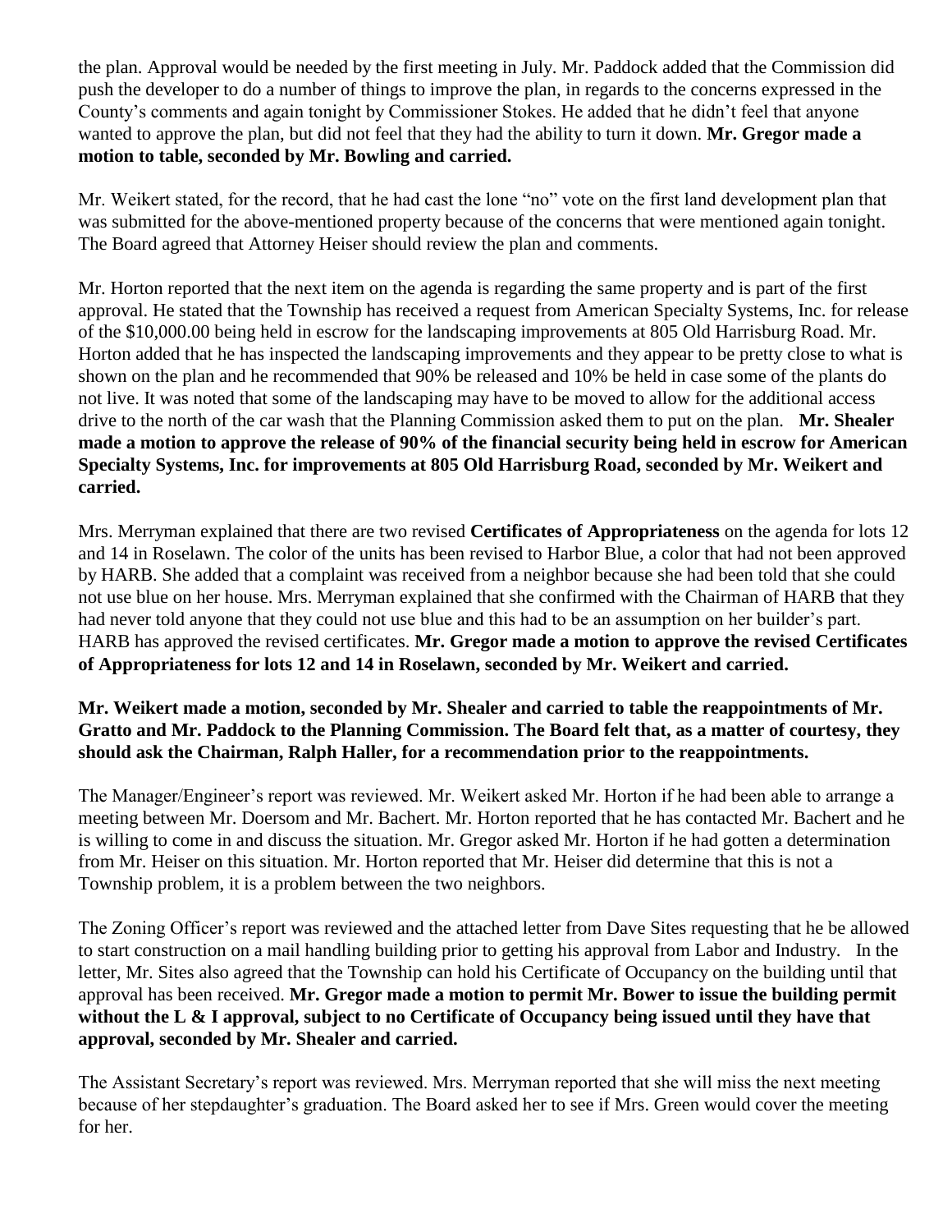the plan. Approval would be needed by the first meeting in July. Mr. Paddock added that the Commission did push the developer to do a number of things to improve the plan, in regards to the concerns expressed in the County's comments and again tonight by Commissioner Stokes. He added that he didn't feel that anyone wanted to approve the plan, but did not feel that they had the ability to turn it down. **Mr. Gregor made a motion to table, seconded by Mr. Bowling and carried.**

Mr. Weikert stated, for the record, that he had cast the lone "no" vote on the first land development plan that was submitted for the above-mentioned property because of the concerns that were mentioned again tonight. The Board agreed that Attorney Heiser should review the plan and comments.

Mr. Horton reported that the next item on the agenda is regarding the same property and is part of the first approval. He stated that the Township has received a request from American Specialty Systems, Inc. for release of the $10,000.00 being held in escrow for the landscaping improvements at 805 Old Harrisburg Road. Mr. Horton added that he has inspected the landscaping improvements and they appear to be pretty close to what is shown on the plan and he recommended that 90% be released and 10% be held in case some of the plants do not live. It was noted that some of the landscaping may have to be moved to allow for the additional access drive to the north of the car wash that the Planning Commission asked them to put on the plan. **Mr. Shealer made a motion to approve the release of 90% of the financial security being held in escrow for American Specialty Systems, Inc. for improvements at 805 Old Harrisburg Road, seconded by Mr. Weikert and carried.**

Mrs. Merryman explained that there are two revised **Certificates of Appropriateness** on the agenda for lots 12 and 14 in Roselawn. The color of the units has been revised to Harbor Blue, a color that had not been approved by HARB. She added that a complaint was received from a neighbor because she had been told that she could not use blue on her house. Mrs. Merryman explained that she confirmed with the Chairman of HARB that they had never told anyone that they could not use blue and this had to be an assumption on her builder's part. HARB has approved the revised certificates. **Mr. Gregor made a motion to approve the revised Certificates of Appropriateness for lots 12 and 14 in Roselawn, seconded by Mr. Weikert and carried.**

**Mr. Weikert made a motion, seconded by Mr. Shealer and carried to table the reappointments of Mr. Gratto and Mr. Paddock to the Planning Commission. The Board felt that, as a matter of courtesy, they should ask the Chairman, Ralph Haller, for a recommendation prior to the reappointments.**

The Manager/Engineer's report was reviewed. Mr. Weikert asked Mr. Horton if he had been able to arrange a meeting between Mr. Doersom and Mr. Bachert. Mr. Horton reported that he has contacted Mr. Bachert and he is willing to come in and discuss the situation. Mr. Gregor asked Mr. Horton if he had gotten a determination from Mr. Heiser on this situation. Mr. Horton reported that Mr. Heiser did determine that this is not a Township problem, it is a problem between the two neighbors.

The Zoning Officer's report was reviewed and the attached letter from Dave Sites requesting that he be allowed to start construction on a mail handling building prior to getting his approval from Labor and Industry. In the letter, Mr. Sites also agreed that the Township can hold his Certificate of Occupancy on the building until that approval has been received. **Mr. Gregor made a motion to permit Mr. Bower to issue the building permit without the L & I approval, subject to no Certificate of Occupancy being issued until they have that approval, seconded by Mr. Shealer and carried.**

The Assistant Secretary's report was reviewed. Mrs. Merryman reported that she will miss the next meeting because of her stepdaughter's graduation. The Board asked her to see if Mrs. Green would cover the meeting for her.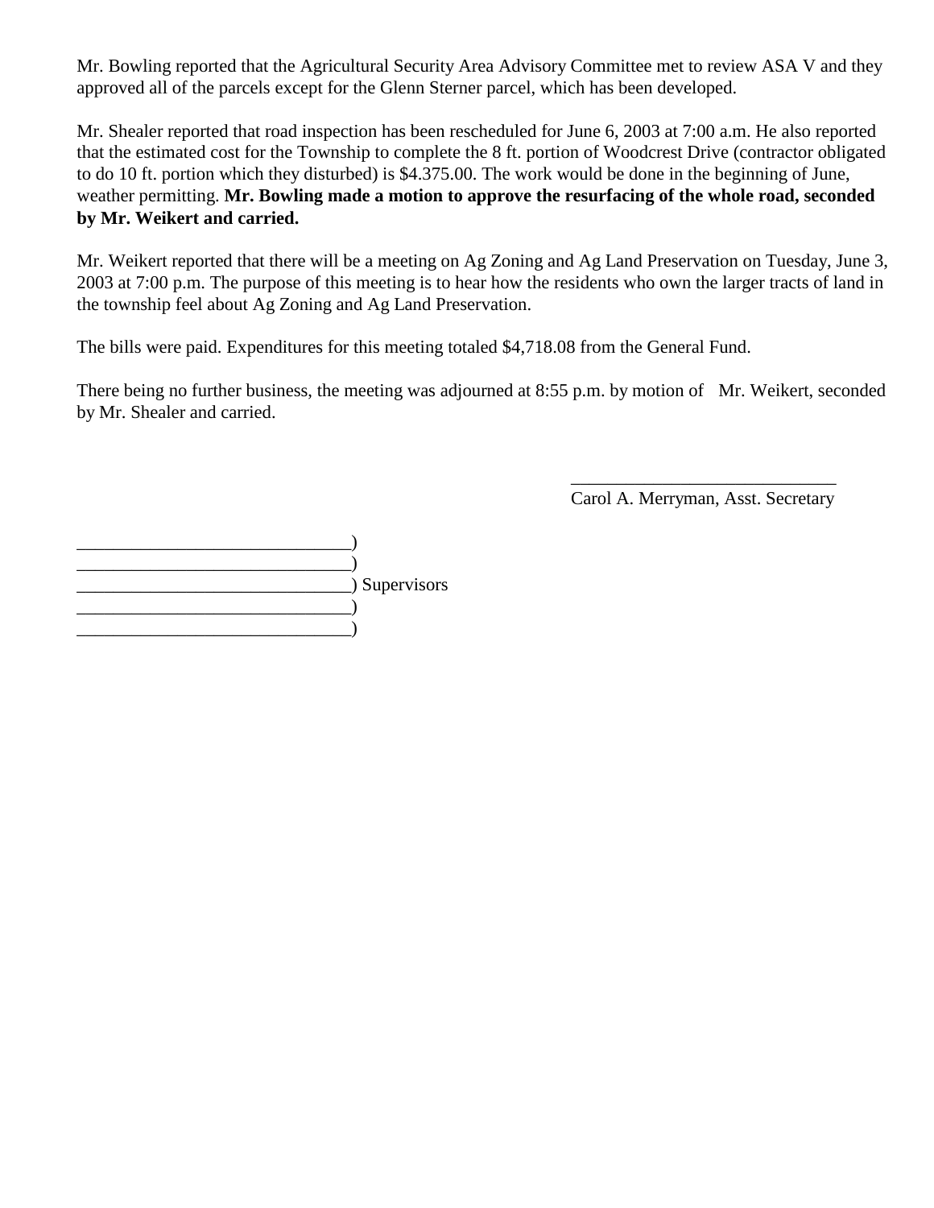Mr. Bowling reported that the Agricultural Security Area Advisory Committee met to review ASA V and they approved all of the parcels except for the Glenn Sterner parcel, which has been developed.

Mr. Shealer reported that road inspection has been rescheduled for June 6, 2003 at 7:00 a.m. He also reported that the estimated cost for the Township to complete the 8 ft. portion of Woodcrest Drive (contractor obligated to do 10 ft. portion which they disturbed) is $4.375.00. The work would be done in the beginning of June, weather permitting. **Mr. Bowling made a motion to approve the resurfacing of the whole road, seconded by Mr. Weikert and carried.**

Mr. Weikert reported that there will be a meeting on Ag Zoning and Ag Land Preservation on Tuesday, June 3, 2003 at 7:00 p.m. The purpose of this meeting is to hear how the residents who own the larger tracts of land in the township feel about Ag Zoning and Ag Land Preservation.

The bills were paid. Expenditures for this meeting totaled $4,718.08 from the General Fund.

There being no further business, the meeting was adjourned at 8:55 p.m. by motion of Mr. Weikert, seconded by Mr. Shealer and carried.

______________________________
Carol A. Merryman, Asst. Secretary

______________________________)
______________________________)
______________________________) Supervisors
______________________________)
______________________________)